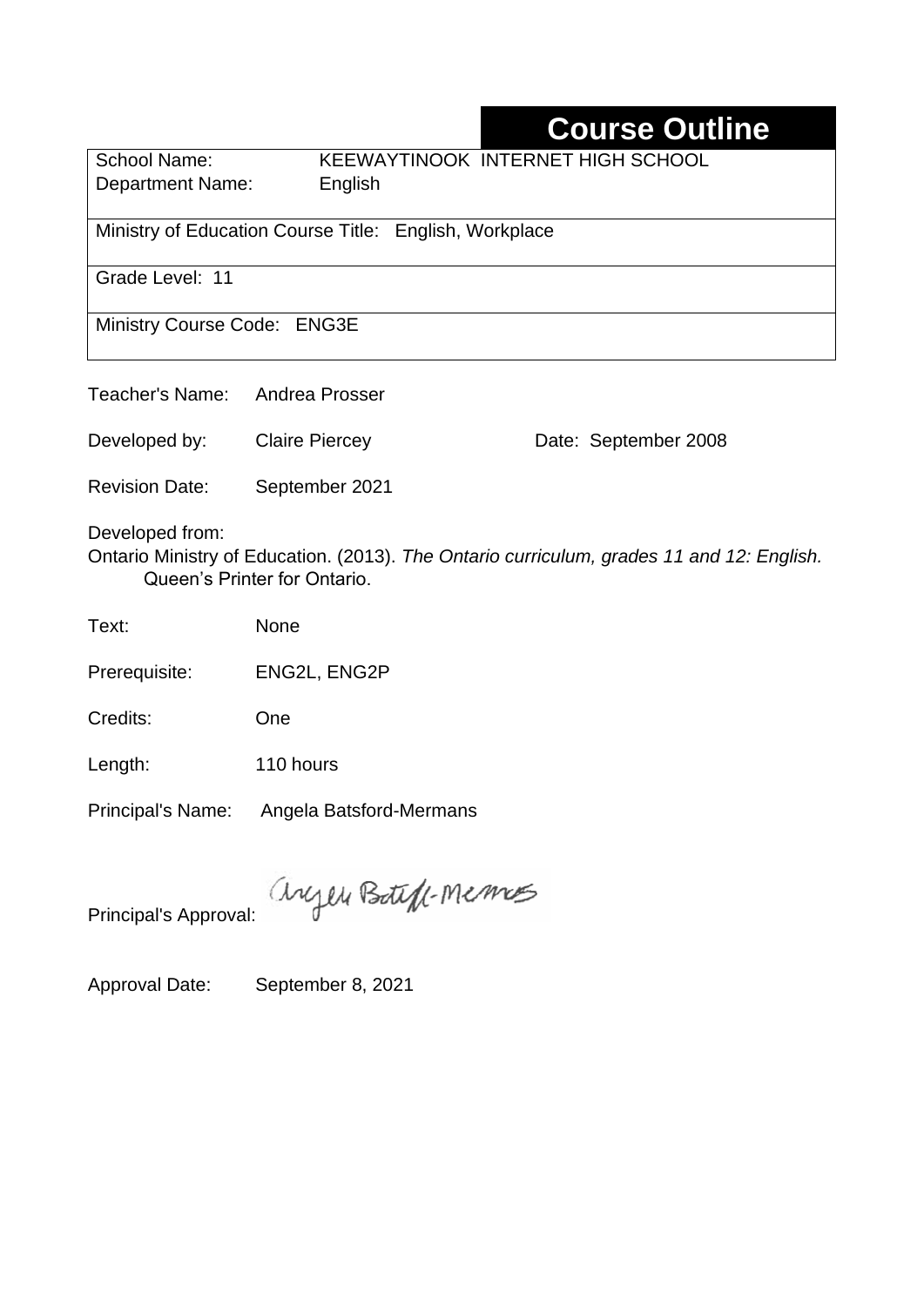# Course Outline

| | |
|---|---|
| School Name: | KEEWAYTINOOK INTERNET HIGH SCHOOL |
| Department Name: | English |
| Ministry of Education Course Title: | English, Workplace |
| Grade Level: | 11 |
| Ministry Course Code: | ENG3E |

Teacher's Name: Andrea Prosser

Developed by: Claire Piercey Date: September 2008

Revision Date: September 2021

Developed from:
Ontario Ministry of Education. (2013). *The Ontario curriculum, grades 11 and 12: English.* Queen's Printer for Ontario.

Text: None

Prerequisite: ENG2L, ENG2P

Credits: One

Length: 110 hours

Principal's Name: Angela Batsford-Mermans

Principal's Approval: Angela Batsford-Mermans

Approval Date: September 8, 2021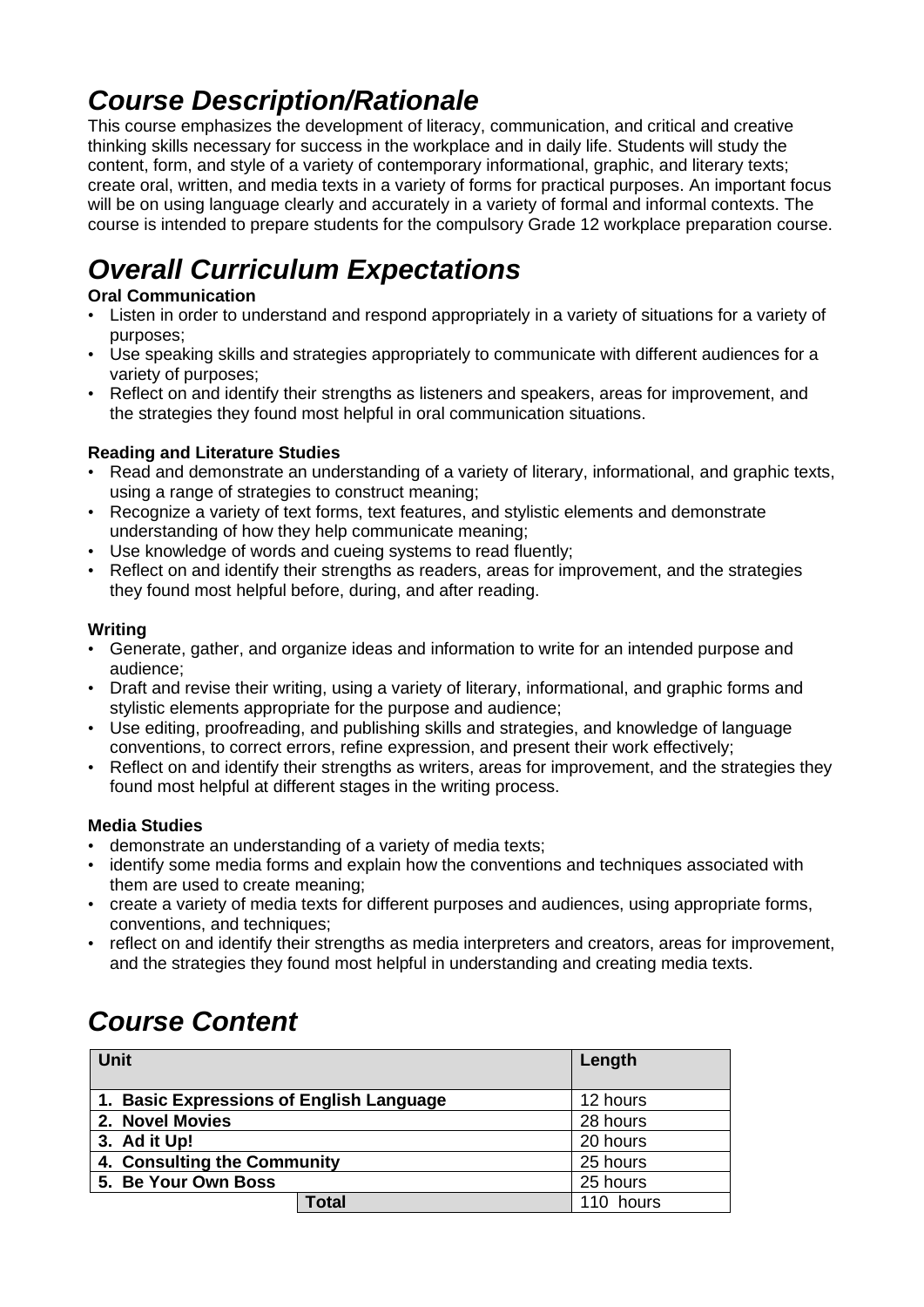# *Course Description/Rationale*

This course emphasizes the development of literacy, communication, and critical and creative thinking skills necessary for success in the workplace and in daily life. Students will study the content, form, and style of a variety of contemporary informational, graphic, and literary texts; create oral, written, and media texts in a variety of forms for practical purposes. An important focus will be on using language clearly and accurately in a variety of formal and informal contexts. The course is intended to prepare students for the compulsory Grade 12 workplace preparation course.

# *Overall Curriculum Expectations*

**Oral Communication**

- Listen in order to understand and respond appropriately in a variety of situations for a variety of purposes;
- Use speaking skills and strategies appropriately to communicate with different audiences for a variety of purposes;
- Reflect on and identify their strengths as listeners and speakers, areas for improvement, and the strategies they found most helpful in oral communication situations.

**Reading and Literature Studies**

- Read and demonstrate an understanding of a variety of literary, informational, and graphic texts, using a range of strategies to construct meaning;
- Recognize a variety of text forms, text features, and stylistic elements and demonstrate understanding of how they help communicate meaning;
- Use knowledge of words and cueing systems to read fluently;
- Reflect on and identify their strengths as readers, areas for improvement, and the strategies they found most helpful before, during, and after reading.

**Writing**

- Generate, gather, and organize ideas and information to write for an intended purpose and audience;
- Draft and revise their writing, using a variety of literary, informational, and graphic forms and stylistic elements appropriate for the purpose and audience;
- Use editing, proofreading, and publishing skills and strategies, and knowledge of language conventions, to correct errors, refine expression, and present their work effectively;
- Reflect on and identify their strengths as writers, areas for improvement, and the strategies they found most helpful at different stages in the writing process.

**Media Studies**

- demonstrate an understanding of a variety of media texts;
- identify some media forms and explain how the conventions and techniques associated with them are used to create meaning;
- create a variety of media texts for different purposes and audiences, using appropriate forms, conventions, and techniques;
- reflect on and identify their strengths as media interpreters and creators, areas for improvement, and the strategies they found most helpful in understanding and creating media texts.

# *Course Content*

| Unit | Length |
| --- | --- |
| **1. Basic Expressions of English Language** | 12 hours |
| **2. Novel Movies** | 28 hours |
| **3. Ad it Up!** | 20 hours |
| **4. Consulting the Community** | 25 hours |
| **5. Be Your Own Boss** | 25 hours |
| **Total** | 110 hours |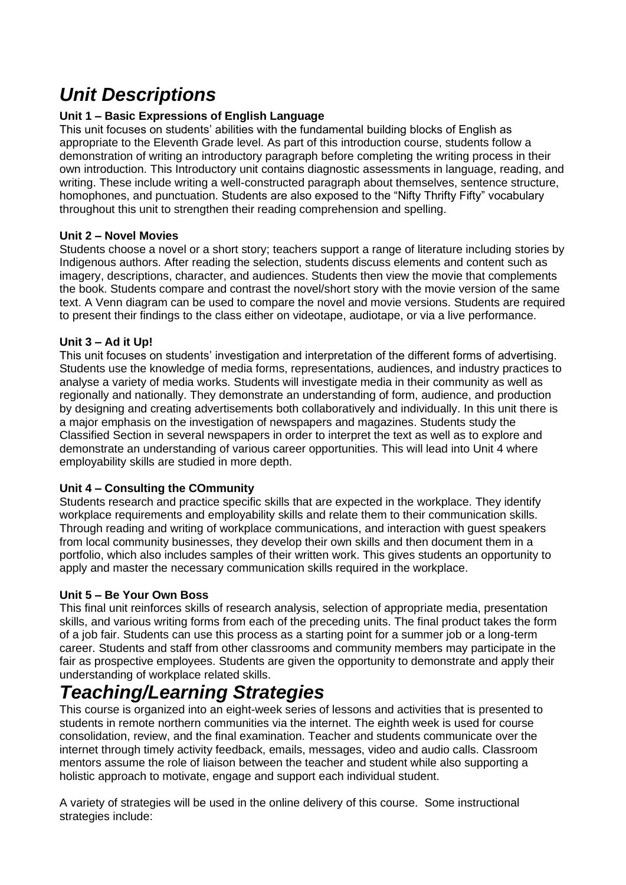# *Unit Descriptions*

**Unit 1 – Basic Expressions of English Language**

This unit focuses on students' abilities with the fundamental building blocks of English as appropriate to the Eleventh Grade level. As part of this introduction course, students follow a demonstration of writing an introductory paragraph before completing the writing process in their own introduction. This Introductory unit contains diagnostic assessments in language, reading, and writing. These include writing a well-constructed paragraph about themselves, sentence structure, homophones, and punctuation. Students are also exposed to the "Nifty Thrifty Fifty" vocabulary throughout this unit to strengthen their reading comprehension and spelling.

**Unit 2 – Novel Movies**

Students choose a novel or a short story; teachers support a range of literature including stories by Indigenous authors. After reading the selection, students discuss elements and content such as imagery, descriptions, character, and audiences. Students then view the movie that complements the book. Students compare and contrast the novel/short story with the movie version of the same text. A Venn diagram can be used to compare the novel and movie versions. Students are required to present their findings to the class either on videotape, audiotape, or via a live performance.

**Unit 3 – Ad it Up!**

This unit focuses on students' investigation and interpretation of the different forms of advertising. Students use the knowledge of media forms, representations, audiences, and industry practices to analyse a variety of media works. Students will investigate media in their community as well as regionally and nationally. They demonstrate an understanding of form, audience, and production by designing and creating advertisements both collaboratively and individually. In this unit there is a major emphasis on the investigation of newspapers and magazines. Students study the Classified Section in several newspapers in order to interpret the text as well as to explore and demonstrate an understanding of various career opportunities. This will lead into Unit 4 where employability skills are studied in more depth.

**Unit 4 – Consulting the COmmunity**

Students research and practice specific skills that are expected in the workplace. They identify workplace requirements and employability skills and relate them to their communication skills. Through reading and writing of workplace communications, and interaction with guest speakers from local community businesses, they develop their own skills and then document them in a portfolio, which also includes samples of their written work. This gives students an opportunity to apply and master the necessary communication skills required in the workplace.

**Unit 5 – Be Your Own Boss**

This final unit reinforces skills of research analysis, selection of appropriate media, presentation skills, and various writing forms from each of the preceding units. The final product takes the form of a job fair. Students can use this process as a starting point for a summer job or a long-term career. Students and staff from other classrooms and community members may participate in the fair as prospective employees. Students are given the opportunity to demonstrate and apply their understanding of workplace related skills.

# *Teaching/Learning Strategies*

This course is organized into an eight-week series of lessons and activities that is presented to students in remote northern communities via the internet. The eighth week is used for course consolidation, review, and the final examination. Teacher and students communicate over the internet through timely activity feedback, emails, messages, video and audio calls. Classroom mentors assume the role of liaison between the teacher and student while also supporting a holistic approach to motivate, engage and support each individual student.

A variety of strategies will be used in the online delivery of this course. Some instructional strategies include: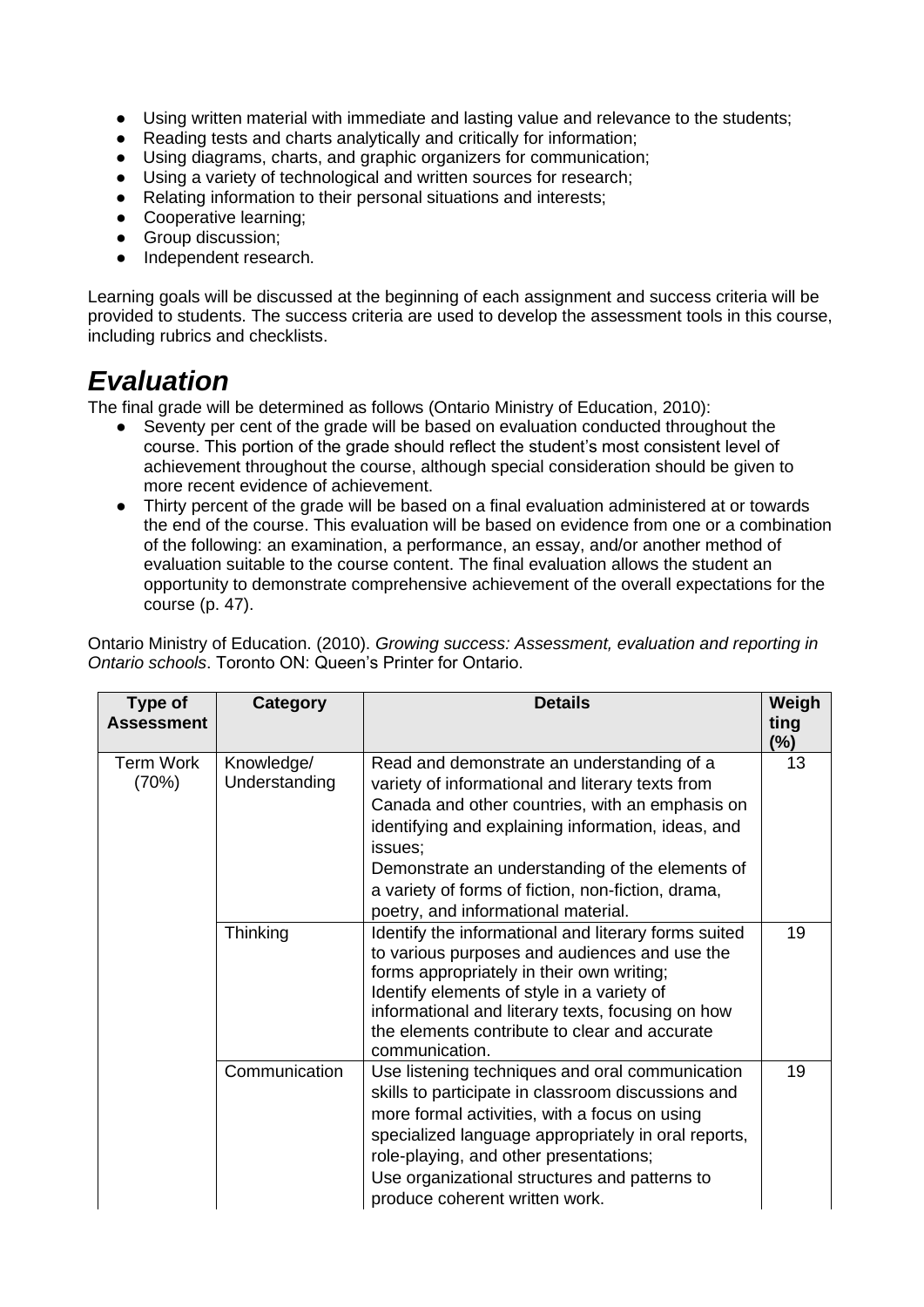- Using written material with immediate and lasting value and relevance to the students;
- Reading tests and charts analytically and critically for information;
- Using diagrams, charts, and graphic organizers for communication;
- Using a variety of technological and written sources for research;
- Relating information to their personal situations and interests;
- Cooperative learning;
- Group discussion;
- Independent research.

Learning goals will be discussed at the beginning of each assignment and success criteria will be provided to students. The success criteria are used to develop the assessment tools in this course, including rubrics and checklists.

# ***Evaluation***

The final grade will be determined as follows (Ontario Ministry of Education, 2010):

- Seventy per cent of the grade will be based on evaluation conducted throughout the course. This portion of the grade should reflect the student's most consistent level of achievement throughout the course, although special consideration should be given to more recent evidence of achievement.
- Thirty percent of the grade will be based on a final evaluation administered at or towards the end of the course. This evaluation will be based on evidence from one or a combination of the following: an examination, a performance, an essay, and/or another method of evaluation suitable to the course content. The final evaluation allows the student an opportunity to demonstrate comprehensive achievement of the overall expectations for the course (p. 47).

Ontario Ministry of Education. (2010). *Growing success: Assessment, evaluation and reporting in Ontario schools*. Toronto ON: Queen's Printer for Ontario.

| Type of Assessment | Category | Details | Weighting (%) |
|---|---|---|---|
| Term Work (70%) | Knowledge/ Understanding | Read and demonstrate an understanding of a variety of informational and literary texts from Canada and other countries, with an emphasis on identifying and explaining information, ideas, and issues; Demonstrate an understanding of the elements of a variety of forms of fiction, non-fiction, drama, poetry, and informational material. | 13 |
| | Thinking | Identify the informational and literary forms suited to various purposes and audiences and use the forms appropriately in their own writing; Identify elements of style in a variety of informational and literary texts, focusing on how the elements contribute to clear and accurate communication. | 19 |
| | Communication | Use listening techniques and oral communication skills to participate in classroom discussions and more formal activities, with a focus on using specialized language appropriately in oral reports, role-playing, and other presentations; Use organizational structures and patterns to produce coherent written work. | 19 |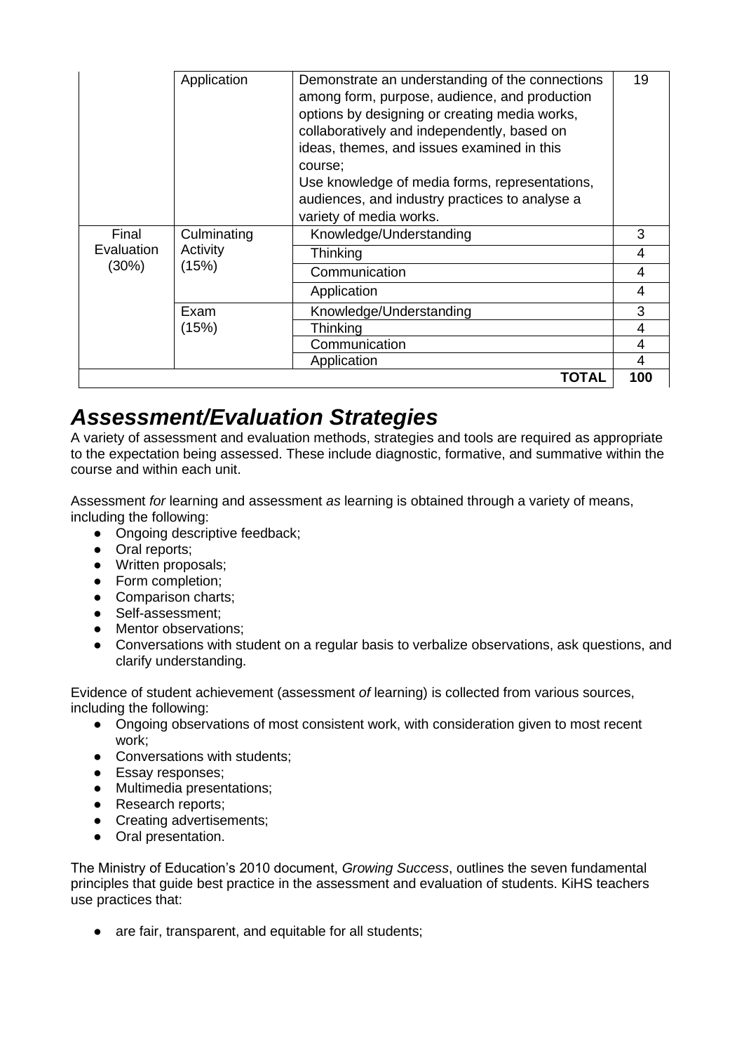|  |  |  |  |
|---|---|---|---|
|  | Application | Demonstrate an understanding of the connections among form, purpose, audience, and production options by designing or creating media works, collaboratively and independently, based on ideas, themes, and issues examined in this course;<br>Use knowledge of media forms, representations, audiences, and industry practices to analyse a variety of media works. | 19 |
| Final Evaluation (30%) | Culminating Activity (15%) | Knowledge/Understanding | 3 |
|  |  | Thinking | 4 |
|  |  | Communication | 4 |
|  |  | Application | 4 |
|  | Exam (15%) | Knowledge/Understanding | 3 |
|  |  | Thinking | 4 |
|  |  | Communication | 4 |
|  |  | Application | 4 |
|  |  | **TOTAL** | **100** |

## *Assessment/Evaluation Strategies*

A variety of assessment and evaluation methods, strategies and tools are required as appropriate to the expectation being assessed. These include diagnostic, formative, and summative within the course and within each unit.

Assessment *for* learning and assessment *as* learning is obtained through a variety of means, including the following:

- Ongoing descriptive feedback;
- Oral reports;
- Written proposals;
- Form completion;
- Comparison charts;
- Self-assessment;
- Mentor observations;
- Conversations with student on a regular basis to verbalize observations, ask questions, and clarify understanding.

Evidence of student achievement (assessment *of* learning) is collected from various sources, including the following:

- Ongoing observations of most consistent work, with consideration given to most recent work;
- Conversations with students;
- Essay responses;
- Multimedia presentations;
- Research reports;
- Creating advertisements;
- Oral presentation.

The Ministry of Education's 2010 document, *Growing Success*, outlines the seven fundamental principles that guide best practice in the assessment and evaluation of students. KiHS teachers use practices that:

- are fair, transparent, and equitable for all students;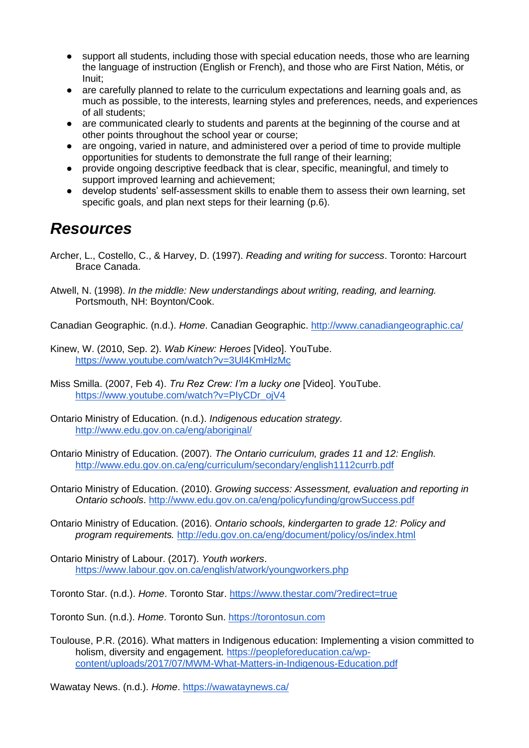- support all students, including those with special education needs, those who are learning the language of instruction (English or French), and those who are First Nation, Métis, or Inuit;
- are carefully planned to relate to the curriculum expectations and learning goals and, as much as possible, to the interests, learning styles and preferences, needs, and experiences of all students;
- are communicated clearly to students and parents at the beginning of the course and at other points throughout the school year or course;
- are ongoing, varied in nature, and administered over a period of time to provide multiple opportunities for students to demonstrate the full range of their learning;
- provide ongoing descriptive feedback that is clear, specific, meaningful, and timely to support improved learning and achievement;
- develop students' self-assessment skills to enable them to assess their own learning, set specific goals, and plan next steps for their learning (p.6).

## *Resources*

Archer, L., Costello, C., & Harvey, D. (1997). *Reading and writing for success*. Toronto: Harcourt Brace Canada.

Atwell, N. (1998). *In the middle: New understandings about writing, reading, and learning.* Portsmouth, NH: Boynton/Cook.

Canadian Geographic. (n.d.). *Home*. Canadian Geographic. http://www.canadiangeographic.ca/

Kinew, W. (2010, Sep. 2). *Wab Kinew: Heroes* [Video]. YouTube. https://www.youtube.com/watch?v=3Ul4KmHlzMc

Miss Smilla. (2007, Feb 4). *Tru Rez Crew: I'm a lucky one* [Video]. YouTube. https://www.youtube.com/watch?v=PlyCDr_ojV4

Ontario Ministry of Education. (n.d.). *Indigenous education strategy.* http://www.edu.gov.on.ca/eng/aboriginal/

Ontario Ministry of Education. (2007). *The Ontario curriculum, grades 11 and 12: English.* http://www.edu.gov.on.ca/eng/curriculum/secondary/english1112currb.pdf

Ontario Ministry of Education. (2010). *Growing success: Assessment, evaluation and reporting in Ontario schools*. http://www.edu.gov.on.ca/eng/policyfunding/growSuccess.pdf

Ontario Ministry of Education. (2016). *Ontario schools, kindergarten to grade 12: Policy and program requirements.* http://edu.gov.on.ca/eng/document/policy/os/index.html

Ontario Ministry of Labour. (2017). *Youth workers*. https://www.labour.gov.on.ca/english/atwork/youngworkers.php

Toronto Star. (n.d.). *Home*. Toronto Star. https://www.thestar.com/?redirect=true

Toronto Sun. (n.d.). *Home*. Toronto Sun. https://torontosun.com

Toulouse, P.R. (2016). What matters in Indigenous education: Implementing a vision committed to holism, diversity and engagement. https://peopleforeducation.ca/wp-content/uploads/2017/07/MWM-What-Matters-in-Indigenous-Education.pdf

Wawatay News. (n.d.). *Home*. https://wawataynews.ca/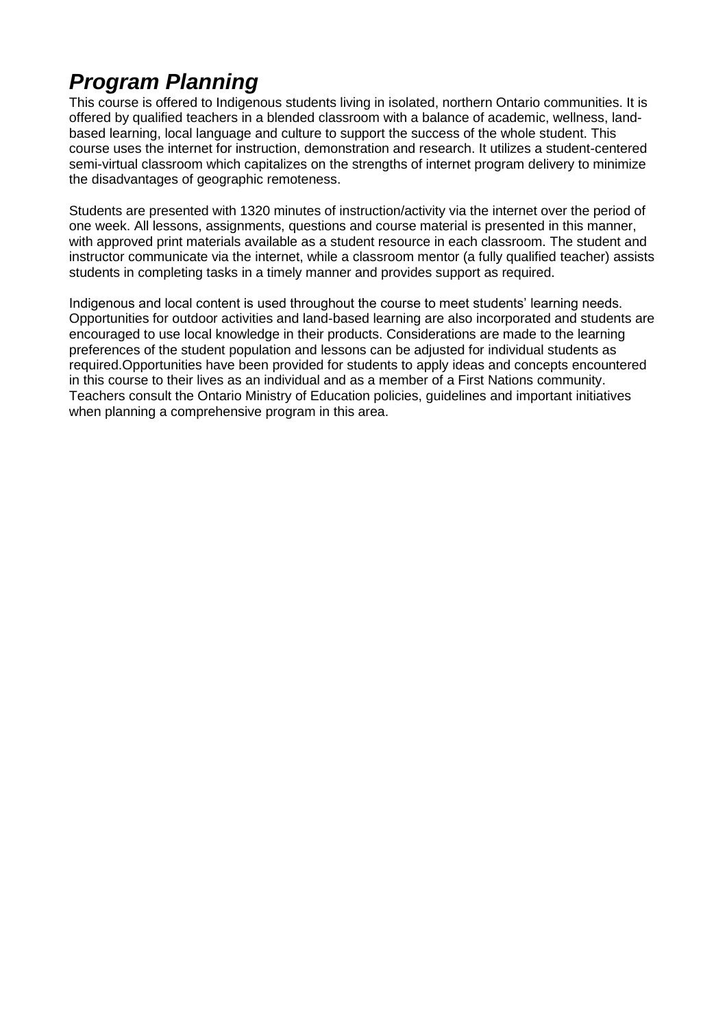## ***Program Planning***

This course is offered to Indigenous students living in isolated, northern Ontario communities. It is offered by qualified teachers in a blended classroom with a balance of academic, wellness, land-based learning, local language and culture to support the success of the whole student. This course uses the internet for instruction, demonstration and research. It utilizes a student-centered semi-virtual classroom which capitalizes on the strengths of internet program delivery to minimize the disadvantages of geographic remoteness.

Students are presented with 1320 minutes of instruction/activity via the internet over the period of one week. All lessons, assignments, questions and course material is presented in this manner, with approved print materials available as a student resource in each classroom. The student and instructor communicate via the internet, while a classroom mentor (a fully qualified teacher) assists students in completing tasks in a timely manner and provides support as required.

Indigenous and local content is used throughout the course to meet students' learning needs. Opportunities for outdoor activities and land-based learning are also incorporated and students are encouraged to use local knowledge in their products. Considerations are made to the learning preferences of the student population and lessons can be adjusted for individual students as required.Opportunities have been provided for students to apply ideas and concepts encountered in this course to their lives as an individual and as a member of a First Nations community. Teachers consult the Ontario Ministry of Education policies, guidelines and important initiatives when planning a comprehensive program in this area.